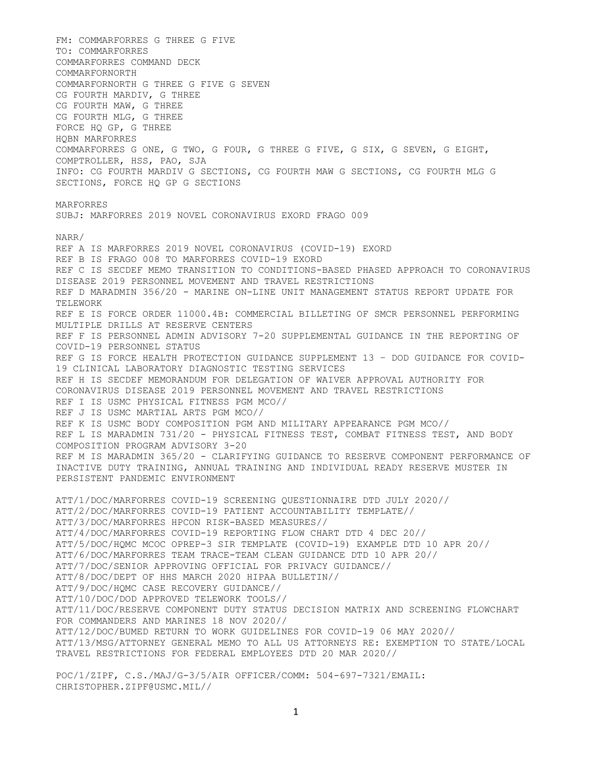FM: COMMARFORRES G THREE G FIVE
TO: COMMARFORRES
COMMARFORRES COMMAND DECK
COMMARFORNORTH
COMMARFORNORTH G THREE G FIVE G SEVEN
CG FOURTH MARDIV, G THREE
CG FOURTH MAW, G THREE
CG FOURTH MLG, G THREE
FORCE HQ GP, G THREE
HQBN MARFORRES
COMMARFORRES G ONE, G TWO, G FOUR, G THREE G FIVE, G SIX, G SEVEN, G EIGHT, COMPTROLLER, HSS, PAO, SJA
INFO: CG FOURTH MARDIV G SECTIONS, CG FOURTH MAW G SECTIONS, CG FOURTH MLG G SECTIONS, FORCE HQ GP G SECTIONS

MARFORRES
SUBJ: MARFORRES 2019 NOVEL CORONAVIRUS EXORD FRAGO 009

NARR/
REF A IS MARFORRES 2019 NOVEL CORONAVIRUS (COVID-19) EXORD
REF B IS FRAGO 008 TO MARFORRES COVID-19 EXORD
REF C IS SECDEF MEMO TRANSITION TO CONDITIONS-BASED PHASED APPROACH TO CORONAVIRUS DISEASE 2019 PERSONNEL MOVEMENT AND TRAVEL RESTRICTIONS
REF D MARADMIN 356/20 - MARINE ON-LINE UNIT MANAGEMENT STATUS REPORT UPDATE FOR TELEWORK
REF E IS FORCE ORDER 11000.4B: COMMERCIAL BILLETING OF SMCR PERSONNEL PERFORMING MULTIPLE DRILLS AT RESERVE CENTERS
REF F IS PERSONNEL ADMIN ADVISORY 7-20 SUPPLEMENTAL GUIDANCE IN THE REPORTING OF COVID-19 PERSONNEL STATUS
REF G IS FORCE HEALTH PROTECTION GUIDANCE SUPPLEMENT 13 – DOD GUIDANCE FOR COVID-19 CLINICAL LABORATORY DIAGNOSTIC TESTING SERVICES
REF H IS SECDEF MEMORANDUM FOR DELEGATION OF WAIVER APPROVAL AUTHORITY FOR CORONAVIRUS DISEASE 2019 PERSONNEL MOVEMENT AND TRAVEL RESTRICTIONS
REF I IS USMC PHYSICAL FITNESS PGM MCO//
REF J IS USMC MARTIAL ARTS PGM MCO//
REF K IS USMC BODY COMPOSITION PGM AND MILITARY APPEARANCE PGM MCO//
REF L IS MARADMIN 731/20 - PHYSICAL FITNESS TEST, COMBAT FITNESS TEST, AND BODY COMPOSITION PROGRAM ADVISORY 3-20
REF M IS MARADMIN 365/20 - CLARIFYING GUIDANCE TO RESERVE COMPONENT PERFORMANCE OF INACTIVE DUTY TRAINING, ANNUAL TRAINING AND INDIVIDUAL READY RESERVE MUSTER IN PERSISTENT PANDEMIC ENVIRONMENT

ATT/1/DOC/MARFORRES COVID-19 SCREENING QUESTIONNAIRE DTD JULY 2020//
ATT/2/DOC/MARFORRES COVID-19 PATIENT ACCOUNTABILITY TEMPLATE//
ATT/3/DOC/MARFORRES HPCON RISK-BASED MEASURES//
ATT/4/DOC/MARFORRES COVID-19 REPORTING FLOW CHART DTD 4 DEC 20//
ATT/5/DOC/HQMC MCOC OPREP-3 SIR TEMPLATE (COVID-19) EXAMPLE DTD 10 APR 20//
ATT/6/DOC/MARFORRES TEAM TRACE-TEAM CLEAN GUIDANCE DTD 10 APR 20//
ATT/7/DOC/SENIOR APPROVING OFFICIAL FOR PRIVACY GUIDANCE//
ATT/8/DOC/DEPT OF HHS MARCH 2020 HIPAA BULLETIN//
ATT/9/DOC/HQMC CASE RECOVERY GUIDANCE//
ATT/10/DOC/DOD APPROVED TELEWORK TOOLS//
ATT/11/DOC/RESERVE COMPONENT DUTY STATUS DECISION MATRIX AND SCREENING FLOWCHART FOR COMMANDERS AND MARINES 18 NOV 2020//
ATT/12/DOC/BUMED RETURN TO WORK GUIDELINES FOR COVID-19 06 MAY 2020//
ATT/13/MSG/ATTORNEY GENERAL MEMO TO ALL US ATTORNEYS RE: EXEMPTION TO STATE/LOCAL TRAVEL RESTRICTIONS FOR FEDERAL EMPLOYEES DTD 20 MAR 2020//

POC/1/ZIPF, C.S./MAJ/G-3/5/AIR OFFICER/COMM: 504-697-7321/EMAIL: CHRISTOPHER.ZIPF@USMC.MIL//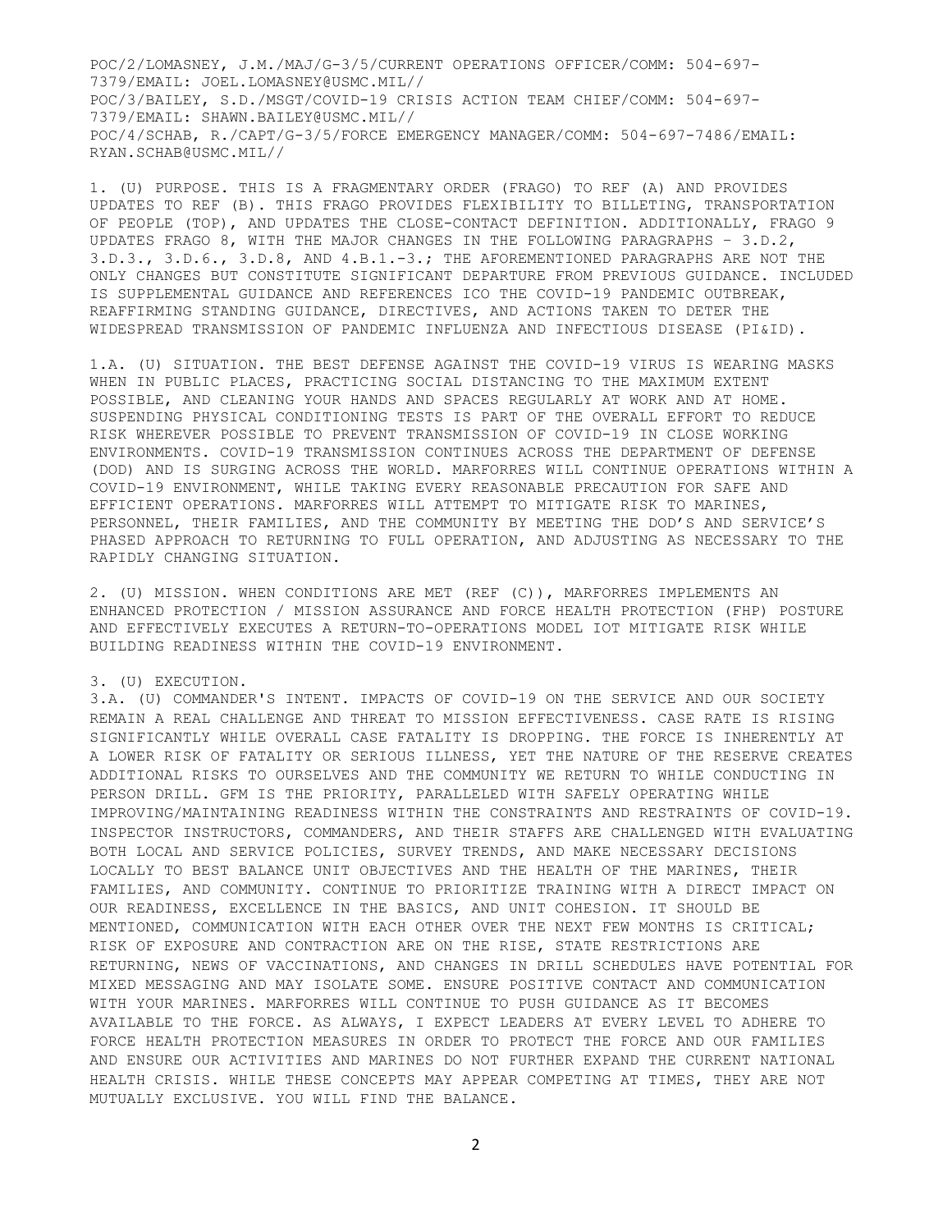POC/2/LOMASNEY, J.M./MAJ/G-3/5/CURRENT OPERATIONS OFFICER/COMM: 504-697-7379/EMAIL: JOEL.LOMASNEY@USMC.MIL//
POC/3/BAILEY, S.D./MSGT/COVID-19 CRISIS ACTION TEAM CHIEF/COMM: 504-697-7379/EMAIL: SHAWN.BAILEY@USMC.MIL//
POC/4/SCHAB, R./CAPT/G-3/5/FORCE EMERGENCY MANAGER/COMM: 504-697-7486/EMAIL: RYAN.SCHAB@USMC.MIL//

1. (U) PURPOSE. THIS IS A FRAGMENTARY ORDER (FRAGO) TO REF (A) AND PROVIDES UPDATES TO REF (B). THIS FRAGO PROVIDES FLEXIBILITY TO BILLETING, TRANSPORTATION OF PEOPLE (TOP), AND UPDATES THE CLOSE-CONTACT DEFINITION. ADDITIONALLY, FRAGO 9 UPDATES FRAGO 8, WITH THE MAJOR CHANGES IN THE FOLLOWING PARAGRAPHS – 3.D.2, 3.D.3., 3.D.6., 3.D.8, AND 4.B.1.-3.; THE AFOREMENTIONED PARAGRAPHS ARE NOT THE ONLY CHANGES BUT CONSTITUTE SIGNIFICANT DEPARTURE FROM PREVIOUS GUIDANCE. INCLUDED IS SUPPLEMENTAL GUIDANCE AND REFERENCES ICO THE COVID-19 PANDEMIC OUTBREAK, REAFFIRMING STANDING GUIDANCE, DIRECTIVES, AND ACTIONS TAKEN TO DETER THE WIDESPREAD TRANSMISSION OF PANDEMIC INFLUENZA AND INFECTIOUS DISEASE (PI&ID).

1.A. (U) SITUATION. THE BEST DEFENSE AGAINST THE COVID-19 VIRUS IS WEARING MASKS WHEN IN PUBLIC PLACES, PRACTICING SOCIAL DISTANCING TO THE MAXIMUM EXTENT POSSIBLE, AND CLEANING YOUR HANDS AND SPACES REGULARLY AT WORK AND AT HOME. SUSPENDING PHYSICAL CONDITIONING TESTS IS PART OF THE OVERALL EFFORT TO REDUCE RISK WHEREVER POSSIBLE TO PREVENT TRANSMISSION OF COVID-19 IN CLOSE WORKING ENVIRONMENTS. COVID-19 TRANSMISSION CONTINUES ACROSS THE DEPARTMENT OF DEFENSE (DOD) AND IS SURGING ACROSS THE WORLD. MARFORRES WILL CONTINUE OPERATIONS WITHIN A COVID-19 ENVIRONMENT, WHILE TAKING EVERY REASONABLE PRECAUTION FOR SAFE AND EFFICIENT OPERATIONS. MARFORRES WILL ATTEMPT TO MITIGATE RISK TO MARINES, PERSONNEL, THEIR FAMILIES, AND THE COMMUNITY BY MEETING THE DOD'S AND SERVICE'S PHASED APPROACH TO RETURNING TO FULL OPERATION, AND ADJUSTING AS NECESSARY TO THE RAPIDLY CHANGING SITUATION.

2. (U) MISSION. WHEN CONDITIONS ARE MET (REF (C)), MARFORRES IMPLEMENTS AN ENHANCED PROTECTION / MISSION ASSURANCE AND FORCE HEALTH PROTECTION (FHP) POSTURE AND EFFECTIVELY EXECUTES A RETURN-TO-OPERATIONS MODEL IOT MITIGATE RISK WHILE BUILDING READINESS WITHIN THE COVID-19 ENVIRONMENT.

3. (U) EXECUTION.
3.A. (U) COMMANDER'S INTENT. IMPACTS OF COVID-19 ON THE SERVICE AND OUR SOCIETY REMAIN A REAL CHALLENGE AND THREAT TO MISSION EFFECTIVENESS. CASE RATE IS RISING SIGNIFICANTLY WHILE OVERALL CASE FATALITY IS DROPPING. THE FORCE IS INHERENTLY AT A LOWER RISK OF FATALITY OR SERIOUS ILLNESS, YET THE NATURE OF THE RESERVE CREATES ADDITIONAL RISKS TO OURSELVES AND THE COMMUNITY WE RETURN TO WHILE CONDUCTING IN PERSON DRILL. GFM IS THE PRIORITY, PARALLELED WITH SAFELY OPERATING WHILE IMPROVING/MAINTAINING READINESS WITHIN THE CONSTRAINTS AND RESTRAINTS OF COVID-19. INSPECTOR INSTRUCTORS, COMMANDERS, AND THEIR STAFFS ARE CHALLENGED WITH EVALUATING BOTH LOCAL AND SERVICE POLICIES, SURVEY TRENDS, AND MAKE NECESSARY DECISIONS LOCALLY TO BEST BALANCE UNIT OBJECTIVES AND THE HEALTH OF THE MARINES, THEIR FAMILIES, AND COMMUNITY. CONTINUE TO PRIORITIZE TRAINING WITH A DIRECT IMPACT ON OUR READINESS, EXCELLENCE IN THE BASICS, AND UNIT COHESION. IT SHOULD BE MENTIONED, COMMUNICATION WITH EACH OTHER OVER THE NEXT FEW MONTHS IS CRITICAL; RISK OF EXPOSURE AND CONTRACTION ARE ON THE RISE, STATE RESTRICTIONS ARE RETURNING, NEWS OF VACCINATIONS, AND CHANGES IN DRILL SCHEDULES HAVE POTENTIAL FOR MIXED MESSAGING AND MAY ISOLATE SOME. ENSURE POSITIVE CONTACT AND COMMUNICATION WITH YOUR MARINES. MARFORRES WILL CONTINUE TO PUSH GUIDANCE AS IT BECOMES AVAILABLE TO THE FORCE. AS ALWAYS, I EXPECT LEADERS AT EVERY LEVEL TO ADHERE TO FORCE HEALTH PROTECTION MEASURES IN ORDER TO PROTECT THE FORCE AND OUR FAMILIES AND ENSURE OUR ACTIVITIES AND MARINES DO NOT FURTHER EXPAND THE CURRENT NATIONAL HEALTH CRISIS. WHILE THESE CONCEPTS MAY APPEAR COMPETING AT TIMES, THEY ARE NOT MUTUALLY EXCLUSIVE. YOU WILL FIND THE BALANCE.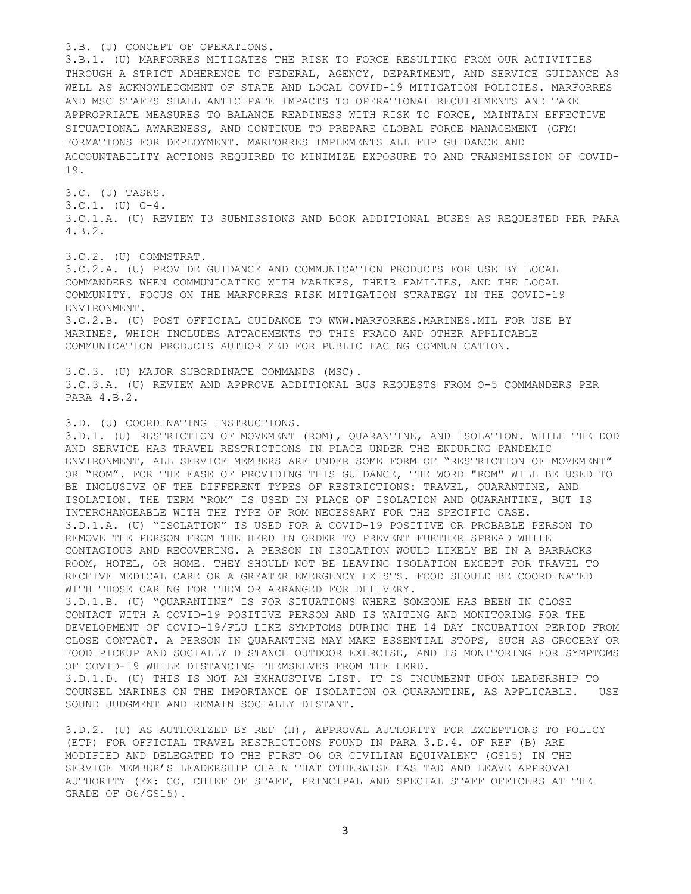3.B. (U) CONCEPT OF OPERATIONS.

3.B.1. (U) MARFORRES MITIGATES THE RISK TO FORCE RESULTING FROM OUR ACTIVITIES THROUGH A STRICT ADHERENCE TO FEDERAL, AGENCY, DEPARTMENT, AND SERVICE GUIDANCE AS WELL AS ACKNOWLEDGMENT OF STATE AND LOCAL COVID-19 MITIGATION POLICIES. MARFORRES AND MSC STAFFS SHALL ANTICIPATE IMPACTS TO OPERATIONAL REQUIREMENTS AND TAKE APPROPRIATE MEASURES TO BALANCE READINESS WITH RISK TO FORCE, MAINTAIN EFFECTIVE SITUATIONAL AWARENESS, AND CONTINUE TO PREPARE GLOBAL FORCE MANAGEMENT (GFM) FORMATIONS FOR DEPLOYMENT. MARFORRES IMPLEMENTS ALL FHP GUIDANCE AND ACCOUNTABILITY ACTIONS REQUIRED TO MINIMIZE EXPOSURE TO AND TRANSMISSION OF COVID-19.

3.C. (U) TASKS.

3.C.1. (U) G-4.

3.C.1.A. (U) REVIEW T3 SUBMISSIONS AND BOOK ADDITIONAL BUSES AS REQUESTED PER PARA 4.B.2.

3.C.2. (U) COMMSTRAT.

3.C.2.A. (U) PROVIDE GUIDANCE AND COMMUNICATION PRODUCTS FOR USE BY LOCAL COMMANDERS WHEN COMMUNICATING WITH MARINES, THEIR FAMILIES, AND THE LOCAL COMMUNITY. FOCUS ON THE MARFORRES RISK MITIGATION STRATEGY IN THE COVID-19 ENVIRONMENT.

3.C.2.B. (U) POST OFFICIAL GUIDANCE TO WWW.MARFORRES.MARINES.MIL FOR USE BY MARINES, WHICH INCLUDES ATTACHMENTS TO THIS FRAGO AND OTHER APPLICABLE COMMUNICATION PRODUCTS AUTHORIZED FOR PUBLIC FACING COMMUNICATION.

3.C.3. (U) MAJOR SUBORDINATE COMMANDS (MSC).

3.C.3.A. (U) REVIEW AND APPROVE ADDITIONAL BUS REQUESTS FROM O-5 COMMANDERS PER PARA 4.B.2.

3.D. (U) COORDINATING INSTRUCTIONS.

3.D.1. (U) RESTRICTION OF MOVEMENT (ROM), QUARANTINE, AND ISOLATION. WHILE THE DOD AND SERVICE HAS TRAVEL RESTRICTIONS IN PLACE UNDER THE ENDURING PANDEMIC ENVIRONMENT, ALL SERVICE MEMBERS ARE UNDER SOME FORM OF "RESTRICTION OF MOVEMENT" OR "ROM". FOR THE EASE OF PROVIDING THIS GUIDANCE, THE WORD "ROM" WILL BE USED TO BE INCLUSIVE OF THE DIFFERENT TYPES OF RESTRICTIONS: TRAVEL, QUARANTINE, AND ISOLATION. THE TERM "ROM" IS USED IN PLACE OF ISOLATION AND QUARANTINE, BUT IS INTERCHANGEABLE WITH THE TYPE OF ROM NECESSARY FOR THE SPECIFIC CASE.

3.D.1.A. (U) "ISOLATION" IS USED FOR A COVID-19 POSITIVE OR PROBABLE PERSON TO REMOVE THE PERSON FROM THE HERD IN ORDER TO PREVENT FURTHER SPREAD WHILE CONTAGIOUS AND RECOVERING. A PERSON IN ISOLATION WOULD LIKELY BE IN A BARRACKS ROOM, HOTEL, OR HOME. THEY SHOULD NOT BE LEAVING ISOLATION EXCEPT FOR TRAVEL TO RECEIVE MEDICAL CARE OR A GREATER EMERGENCY EXISTS. FOOD SHOULD BE COORDINATED WITH THOSE CARING FOR THEM OR ARRANGED FOR DELIVERY.

3.D.1.B. (U) "QUARANTINE" IS FOR SITUATIONS WHERE SOMEONE HAS BEEN IN CLOSE CONTACT WITH A COVID-19 POSITIVE PERSON AND IS WAITING AND MONITORING FOR THE DEVELOPMENT OF COVID-19/FLU LIKE SYMPTOMS DURING THE 14 DAY INCUBATION PERIOD FROM CLOSE CONTACT. A PERSON IN QUARANTINE MAY MAKE ESSENTIAL STOPS, SUCH AS GROCERY OR FOOD PICKUP AND SOCIALLY DISTANCE OUTDOOR EXERCISE, AND IS MONITORING FOR SYMPTOMS OF COVID-19 WHILE DISTANCING THEMSELVES FROM THE HERD.

3.D.1.D. (U) THIS IS NOT AN EXHAUSTIVE LIST. IT IS INCUMBENT UPON LEADERSHIP TO COUNSEL MARINES ON THE IMPORTANCE OF ISOLATION OR QUARANTINE, AS APPLICABLE. USE SOUND JUDGMENT AND REMAIN SOCIALLY DISTANT.

3.D.2. (U) AS AUTHORIZED BY REF (H), APPROVAL AUTHORITY FOR EXCEPTIONS TO POLICY (ETP) FOR OFFICIAL TRAVEL RESTRICTIONS FOUND IN PARA 3.D.4. OF REF (B) ARE MODIFIED AND DELEGATED TO THE FIRST O6 OR CIVILIAN EQUIVALENT (GS15) IN THE SERVICE MEMBER'S LEADERSHIP CHAIN THAT OTHERWISE HAS TAD AND LEAVE APPROVAL AUTHORITY (EX: CO, CHIEF OF STAFF, PRINCIPAL AND SPECIAL STAFF OFFICERS AT THE GRADE OF O6/GS15).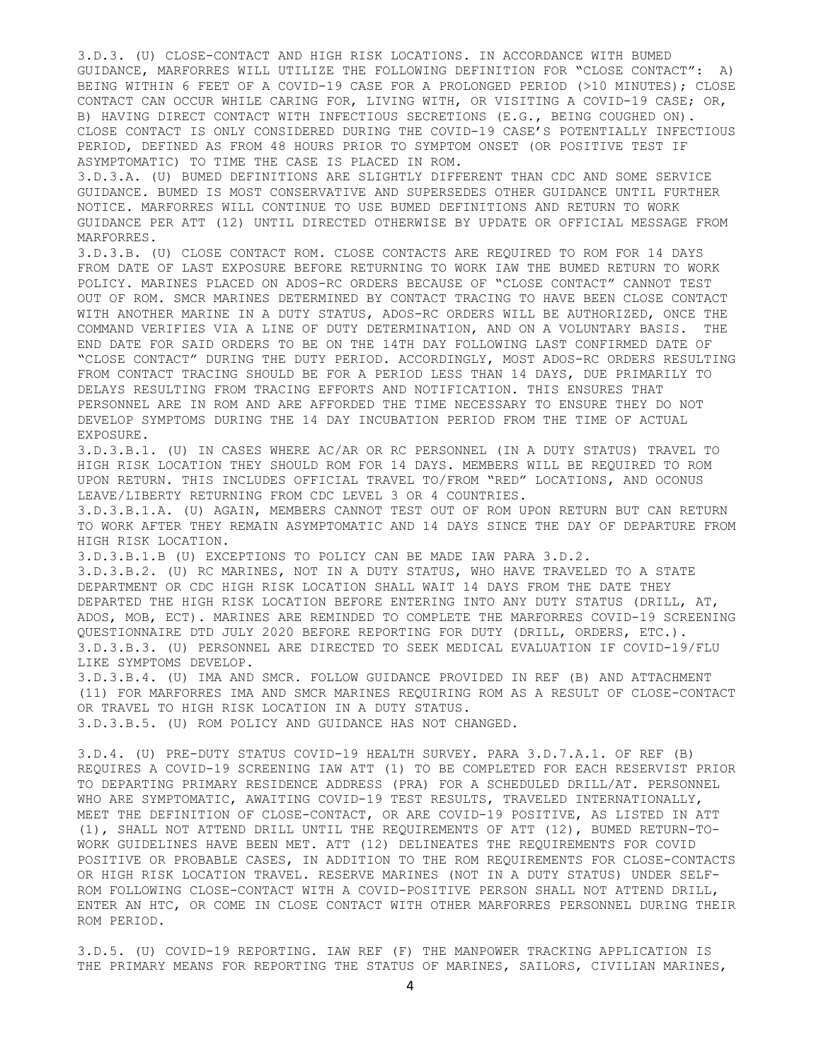3.D.3. (U) CLOSE-CONTACT AND HIGH RISK LOCATIONS. IN ACCORDANCE WITH BUMED GUIDANCE, MARFORRES WILL UTILIZE THE FOLLOWING DEFINITION FOR "CLOSE CONTACT": A) BEING WITHIN 6 FEET OF A COVID-19 CASE FOR A PROLONGED PERIOD (>10 MINUTES); CLOSE CONTACT CAN OCCUR WHILE CARING FOR, LIVING WITH, OR VISITING A COVID-19 CASE; OR, B) HAVING DIRECT CONTACT WITH INFECTIOUS SECRETIONS (E.G., BEING COUGHED ON). CLOSE CONTACT IS ONLY CONSIDERED DURING THE COVID-19 CASE'S POTENTIALLY INFECTIOUS PERIOD, DEFINED AS FROM 48 HOURS PRIOR TO SYMPTOM ONSET (OR POSITIVE TEST IF ASYMPTOMATIC) TO TIME THE CASE IS PLACED IN ROM.

3.D.3.A. (U) BUMED DEFINITIONS ARE SLIGHTLY DIFFERENT THAN CDC AND SOME SERVICE GUIDANCE. BUMED IS MOST CONSERVATIVE AND SUPERSEDES OTHER GUIDANCE UNTIL FURTHER NOTICE. MARFORRES WILL CONTINUE TO USE BUMED DEFINITIONS AND RETURN TO WORK GUIDANCE PER ATT (12) UNTIL DIRECTED OTHERWISE BY UPDATE OR OFFICIAL MESSAGE FROM MARFORRES.

3.D.3.B. (U) CLOSE CONTACT ROM. CLOSE CONTACTS ARE REQUIRED TO ROM FOR 14 DAYS FROM DATE OF LAST EXPOSURE BEFORE RETURNING TO WORK IAW THE BUMED RETURN TO WORK POLICY. MARINES PLACED ON ADOS-RC ORDERS BECAUSE OF "CLOSE CONTACT" CANNOT TEST OUT OF ROM. SMCR MARINES DETERMINED BY CONTACT TRACING TO HAVE BEEN CLOSE CONTACT WITH ANOTHER MARINE IN A DUTY STATUS, ADOS-RC ORDERS WILL BE AUTHORIZED, ONCE THE COMMAND VERIFIES VIA A LINE OF DUTY DETERMINATION, AND ON A VOLUNTARY BASIS. THE END DATE FOR SAID ORDERS TO BE ON THE 14TH DAY FOLLOWING LAST CONFIRMED DATE OF "CLOSE CONTACT" DURING THE DUTY PERIOD. ACCORDINGLY, MOST ADOS-RC ORDERS RESULTING FROM CONTACT TRACING SHOULD BE FOR A PERIOD LESS THAN 14 DAYS, DUE PRIMARILY TO DELAYS RESULTING FROM TRACING EFFORTS AND NOTIFICATION. THIS ENSURES THAT PERSONNEL ARE IN ROM AND ARE AFFORDED THE TIME NECESSARY TO ENSURE THEY DO NOT DEVELOP SYMPTOMS DURING THE 14 DAY INCUBATION PERIOD FROM THE TIME OF ACTUAL EXPOSURE.

3.D.3.B.1. (U) IN CASES WHERE AC/AR OR RC PERSONNEL (IN A DUTY STATUS) TRAVEL TO HIGH RISK LOCATION THEY SHOULD ROM FOR 14 DAYS. MEMBERS WILL BE REQUIRED TO ROM UPON RETURN. THIS INCLUDES OFFICIAL TRAVEL TO/FROM "RED" LOCATIONS, AND OCONUS LEAVE/LIBERTY RETURNING FROM CDC LEVEL 3 OR 4 COUNTRIES.

3.D.3.B.1.A. (U) AGAIN, MEMBERS CANNOT TEST OUT OF ROM UPON RETURN BUT CAN RETURN TO WORK AFTER THEY REMAIN ASYMPTOMATIC AND 14 DAYS SINCE THE DAY OF DEPARTURE FROM HIGH RISK LOCATION.

3.D.3.B.1.B (U) EXCEPTIONS TO POLICY CAN BE MADE IAW PARA 3.D.2.

3.D.3.B.2. (U) RC MARINES, NOT IN A DUTY STATUS, WHO HAVE TRAVELED TO A STATE DEPARTMENT OR CDC HIGH RISK LOCATION SHALL WAIT 14 DAYS FROM THE DATE THEY DEPARTED THE HIGH RISK LOCATION BEFORE ENTERING INTO ANY DUTY STATUS (DRILL, AT, ADOS, MOB, ECT). MARINES ARE REMINDED TO COMPLETE THE MARFORRES COVID-19 SCREENING QUESTIONNAIRE DTD JULY 2020 BEFORE REPORTING FOR DUTY (DRILL, ORDERS, ETC.).

3.D.3.B.3. (U) PERSONNEL ARE DIRECTED TO SEEK MEDICAL EVALUATION IF COVID-19/FLU LIKE SYMPTOMS DEVELOP.

3.D.3.B.4. (U) IMA AND SMCR. FOLLOW GUIDANCE PROVIDED IN REF (B) AND ATTACHMENT (11) FOR MARFORRES IMA AND SMCR MARINES REQUIRING ROM AS A RESULT OF CLOSE-CONTACT OR TRAVEL TO HIGH RISK LOCATION IN A DUTY STATUS.

3.D.3.B.5. (U) ROM POLICY AND GUIDANCE HAS NOT CHANGED.

3.D.4. (U) PRE-DUTY STATUS COVID-19 HEALTH SURVEY. PARA 3.D.7.A.1. OF REF (B) REQUIRES A COVID-19 SCREENING IAW ATT (1) TO BE COMPLETED FOR EACH RESERVIST PRIOR TO DEPARTING PRIMARY RESIDENCE ADDRESS (PRA) FOR A SCHEDULED DRILL/AT. PERSONNEL WHO ARE SYMPTOMATIC, AWAITING COVID-19 TEST RESULTS, TRAVELED INTERNATIONALLY, MEET THE DEFINITION OF CLOSE-CONTACT, OR ARE COVID-19 POSITIVE, AS LISTED IN ATT (1), SHALL NOT ATTEND DRILL UNTIL THE REQUIREMENTS OF ATT (12), BUMED RETURN-TO-WORK GUIDELINES HAVE BEEN MET. ATT (12) DELINEATES THE REQUIREMENTS FOR COVID POSITIVE OR PROBABLE CASES, IN ADDITION TO THE ROM REQUIREMENTS FOR CLOSE-CONTACTS OR HIGH RISK LOCATION TRAVEL. RESERVE MARINES (NOT IN A DUTY STATUS) UNDER SELF-ROM FOLLOWING CLOSE-CONTACT WITH A COVID-POSITIVE PERSON SHALL NOT ATTEND DRILL, ENTER AN HTC, OR COME IN CLOSE CONTACT WITH OTHER MARFORRES PERSONNEL DURING THEIR ROM PERIOD.

3.D.5. (U) COVID-19 REPORTING. IAW REF (F) THE MANPOWER TRACKING APPLICATION IS THE PRIMARY MEANS FOR REPORTING THE STATUS OF MARINES, SAILORS, CIVILIAN MARINES,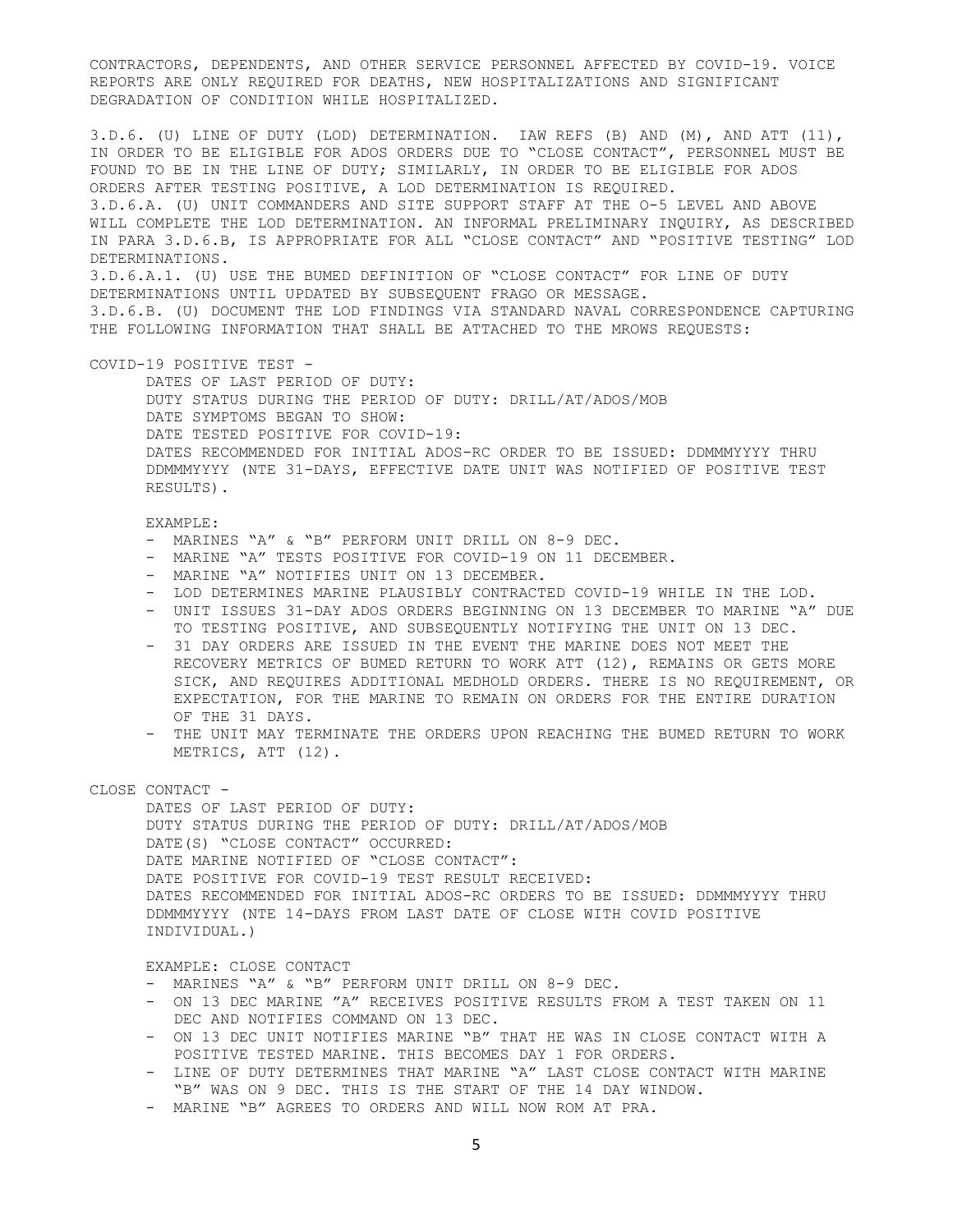CONTRACTORS, DEPENDENTS, AND OTHER SERVICE PERSONNEL AFFECTED BY COVID-19. VOICE REPORTS ARE ONLY REQUIRED FOR DEATHS, NEW HOSPITALIZATIONS AND SIGNIFICANT DEGRADATION OF CONDITION WHILE HOSPITALIZED.

3.D.6. (U) LINE OF DUTY (LOD) DETERMINATION. IAW REFS (B) AND (M), AND ATT (11), IN ORDER TO BE ELIGIBLE FOR ADOS ORDERS DUE TO "CLOSE CONTACT", PERSONNEL MUST BE FOUND TO BE IN THE LINE OF DUTY; SIMILARLY, IN ORDER TO BE ELIGIBLE FOR ADOS ORDERS AFTER TESTING POSITIVE, A LOD DETERMINATION IS REQUIRED.

3.D.6.A. (U) UNIT COMMANDERS AND SITE SUPPORT STAFF AT THE O-5 LEVEL AND ABOVE WILL COMPLETE THE LOD DETERMINATION. AN INFORMAL PRELIMINARY INQUIRY, AS DESCRIBED IN PARA 3.D.6.B, IS APPROPRIATE FOR ALL "CLOSE CONTACT" AND "POSITIVE TESTING" LOD DETERMINATIONS.

3.D.6.A.1. (U) USE THE BUMED DEFINITION OF "CLOSE CONTACT" FOR LINE OF DUTY DETERMINATIONS UNTIL UPDATED BY SUBSEQUENT FRAGO OR MESSAGE.

3.D.6.B. (U) DOCUMENT THE LOD FINDINGS VIA STANDARD NAVAL CORRESPONDENCE CAPTURING THE FOLLOWING INFORMATION THAT SHALL BE ATTACHED TO THE MROWS REQUESTS:

COVID-19 POSITIVE TEST -

DATES OF LAST PERIOD OF DUTY:
DUTY STATUS DURING THE PERIOD OF DUTY: DRILL/AT/ADOS/MOB
DATE SYMPTOMS BEGAN TO SHOW:
DATE TESTED POSITIVE FOR COVID-19:
DATES RECOMMENDED FOR INITIAL ADOS-RC ORDER TO BE ISSUED: DDMMMYYYY THRU DDMMMYYYY (NTE 31-DAYS, EFFECTIVE DATE UNIT WAS NOTIFIED OF POSITIVE TEST RESULTS).

EXAMPLE:

- MARINES "A" & "B" PERFORM UNIT DRILL ON 8-9 DEC.
- MARINE "A" TESTS POSITIVE FOR COVID-19 ON 11 DECEMBER.
- MARINE "A" NOTIFIES UNIT ON 13 DECEMBER.
- LOD DETERMINES MARINE PLAUSIBLY CONTRACTED COVID-19 WHILE IN THE LOD.
- UNIT ISSUES 31-DAY ADOS ORDERS BEGINNING ON 13 DECEMBER TO MARINE "A" DUE TO TESTING POSITIVE, AND SUBSEQUENTLY NOTIFYING THE UNIT ON 13 DEC.
- 31 DAY ORDERS ARE ISSUED IN THE EVENT THE MARINE DOES NOT MEET THE RECOVERY METRICS OF BUMED RETURN TO WORK ATT (12), REMAINS OR GETS MORE SICK, AND REQUIRES ADDITIONAL MEDHOLD ORDERS. THERE IS NO REQUIREMENT, OR EXPECTATION, FOR THE MARINE TO REMAIN ON ORDERS FOR THE ENTIRE DURATION OF THE 31 DAYS.
- THE UNIT MAY TERMINATE THE ORDERS UPON REACHING THE BUMED RETURN TO WORK METRICS, ATT (12).

CLOSE CONTACT -

DATES OF LAST PERIOD OF DUTY:
DUTY STATUS DURING THE PERIOD OF DUTY: DRILL/AT/ADOS/MOB
DATE(S) "CLOSE CONTACT" OCCURRED:
DATE MARINE NOTIFIED OF "CLOSE CONTACT":
DATE POSITIVE FOR COVID-19 TEST RESULT RECEIVED:
DATES RECOMMENDED FOR INITIAL ADOS-RC ORDERS TO BE ISSUED: DDMMMYYYY THRU DDMMMYYYY (NTE 14-DAYS FROM LAST DATE OF CLOSE WITH COVID POSITIVE INDIVIDUAL.)

EXAMPLE: CLOSE CONTACT

- MARINES "A" & "B" PERFORM UNIT DRILL ON 8-9 DEC.
- ON 13 DEC MARINE "A" RECEIVES POSITIVE RESULTS FROM A TEST TAKEN ON 11 DEC AND NOTIFIES COMMAND ON 13 DEC.
- ON 13 DEC UNIT NOTIFIES MARINE "B" THAT HE WAS IN CLOSE CONTACT WITH A POSITIVE TESTED MARINE. THIS BECOMES DAY 1 FOR ORDERS.
- LINE OF DUTY DETERMINES THAT MARINE "A" LAST CLOSE CONTACT WITH MARINE "B" WAS ON 9 DEC. THIS IS THE START OF THE 14 DAY WINDOW.
- MARINE "B" AGREES TO ORDERS AND WILL NOW ROM AT PRA.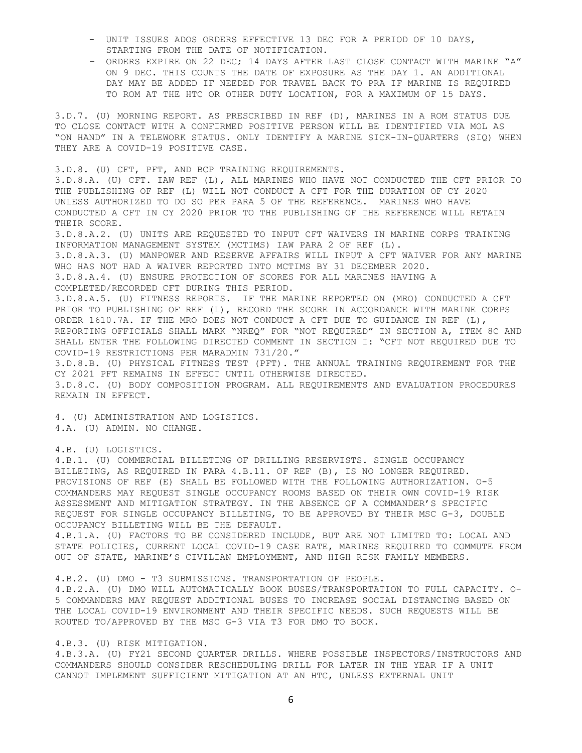- UNIT ISSUES ADOS ORDERS EFFECTIVE 13 DEC FOR A PERIOD OF 10 DAYS, STARTING FROM THE DATE OF NOTIFICATION.
- ORDERS EXPIRE ON 22 DEC; 14 DAYS AFTER LAST CLOSE CONTACT WITH MARINE "A" ON 9 DEC. THIS COUNTS THE DATE OF EXPOSURE AS THE DAY 1. AN ADDITIONAL DAY MAY BE ADDED IF NEEDED FOR TRAVEL BACK TO PRA IF MARINE IS REQUIRED TO ROM AT THE HTC OR OTHER DUTY LOCATION, FOR A MAXIMUM OF 15 DAYS.

3.D.7. (U) MORNING REPORT. AS PRESCRIBED IN REF (D), MARINES IN A ROM STATUS DUE TO CLOSE CONTACT WITH A CONFIRMED POSITIVE PERSON WILL BE IDENTIFIED VIA MOL AS "ON HAND" IN A TELEWORK STATUS. ONLY IDENTIFY A MARINE SICK-IN-QUARTERS (SIQ) WHEN THEY ARE A COVID-19 POSITIVE CASE.

3.D.8. (U) CFT, PFT, AND BCP TRAINING REQUIREMENTS.
3.D.8.A. (U) CFT. IAW REF (L), ALL MARINES WHO HAVE NOT CONDUCTED THE CFT PRIOR TO THE PUBLISHING OF REF (L) WILL NOT CONDUCT A CFT FOR THE DURATION OF CY 2020 UNLESS AUTHORIZED TO DO SO PER PARA 5 OF THE REFERENCE. MARINES WHO HAVE CONDUCTED A CFT IN CY 2020 PRIOR TO THE PUBLISHING OF THE REFERENCE WILL RETAIN THEIR SCORE.
3.D.8.A.2. (U) UNITS ARE REQUESTED TO INPUT CFT WAIVERS IN MARINE CORPS TRAINING INFORMATION MANAGEMENT SYSTEM (MCTIMS) IAW PARA 2 OF REF (L).
3.D.8.A.3. (U) MANPOWER AND RESERVE AFFAIRS WILL INPUT A CFT WAIVER FOR ANY MARINE WHO HAS NOT HAD A WAIVER REPORTED INTO MCTIMS BY 31 DECEMBER 2020.
3.D.8.A.4. (U) ENSURE PROTECTION OF SCORES FOR ALL MARINES HAVING A COMPLETED/RECORDED CFT DURING THIS PERIOD.
3.D.8.A.5. (U) FITNESS REPORTS. IF THE MARINE REPORTED ON (MRO) CONDUCTED A CFT PRIOR TO PUBLISHING OF REF (L), RECORD THE SCORE IN ACCORDANCE WITH MARINE CORPS ORDER 1610.7A. IF THE MRO DOES NOT CONDUCT A CFT DUE TO GUIDANCE IN REF (L), REPORTING OFFICIALS SHALL MARK "NREQ" FOR "NOT REQUIRED" IN SECTION A, ITEM 8C AND SHALL ENTER THE FOLLOWING DIRECTED COMMENT IN SECTION I: "CFT NOT REQUIRED DUE TO COVID-19 RESTRICTIONS PER MARADMIN 731/20."
3.D.8.B. (U) PHYSICAL FITNESS TEST (PFT). THE ANNUAL TRAINING REQUIREMENT FOR THE CY 2021 PFT REMAINS IN EFFECT UNTIL OTHERWISE DIRECTED.
3.D.8.C. (U) BODY COMPOSITION PROGRAM. ALL REQUIREMENTS AND EVALUATION PROCEDURES REMAIN IN EFFECT.

4. (U) ADMINISTRATION AND LOGISTICS.
4.A. (U) ADMIN. NO CHANGE.

4.B. (U) LOGISTICS.
4.B.1. (U) COMMERCIAL BILLETING OF DRILLING RESERVISTS. SINGLE OCCUPANCY BILLETING, AS REQUIRED IN PARA 4.B.11. OF REF (B), IS NO LONGER REQUIRED. PROVISIONS OF REF (E) SHALL BE FOLLOWED WITH THE FOLLOWING AUTHORIZATION. O-5 COMMANDERS MAY REQUEST SINGLE OCCUPANCY ROOMS BASED ON THEIR OWN COVID-19 RISK ASSESSMENT AND MITIGATION STRATEGY. IN THE ABSENCE OF A COMMANDER'S SPECIFIC REQUEST FOR SINGLE OCCUPANCY BILLETING, TO BE APPROVED BY THEIR MSC G-3, DOUBLE OCCUPANCY BILLETING WILL BE THE DEFAULT.
4.B.1.A. (U) FACTORS TO BE CONSIDERED INCLUDE, BUT ARE NOT LIMITED TO: LOCAL AND STATE POLICIES, CURRENT LOCAL COVID-19 CASE RATE, MARINES REQUIRED TO COMMUTE FROM OUT OF STATE, MARINE'S CIVILIAN EMPLOYMENT, AND HIGH RISK FAMILY MEMBERS.

4.B.2. (U) DMO - T3 SUBMISSIONS. TRANSPORTATION OF PEOPLE.
4.B.2.A. (U) DMO WILL AUTOMATICALLY BOOK BUSES/TRANSPORTATION TO FULL CAPACITY. O-5 COMMANDERS MAY REQUEST ADDITIONAL BUSES TO INCREASE SOCIAL DISTANCING BASED ON THE LOCAL COVID-19 ENVIRONMENT AND THEIR SPECIFIC NEEDS. SUCH REQUESTS WILL BE ROUTED TO/APPROVED BY THE MSC G-3 VIA T3 FOR DMO TO BOOK.

4.B.3. (U) RISK MITIGATION.
4.B.3.A. (U) FY21 SECOND QUARTER DRILLS. WHERE POSSIBLE INSPECTORS/INSTRUCTORS AND COMMANDERS SHOULD CONSIDER RESCHEDULING DRILL FOR LATER IN THE YEAR IF A UNIT CANNOT IMPLEMENT SUFFICIENT MITIGATION AT AN HTC, UNLESS EXTERNAL UNIT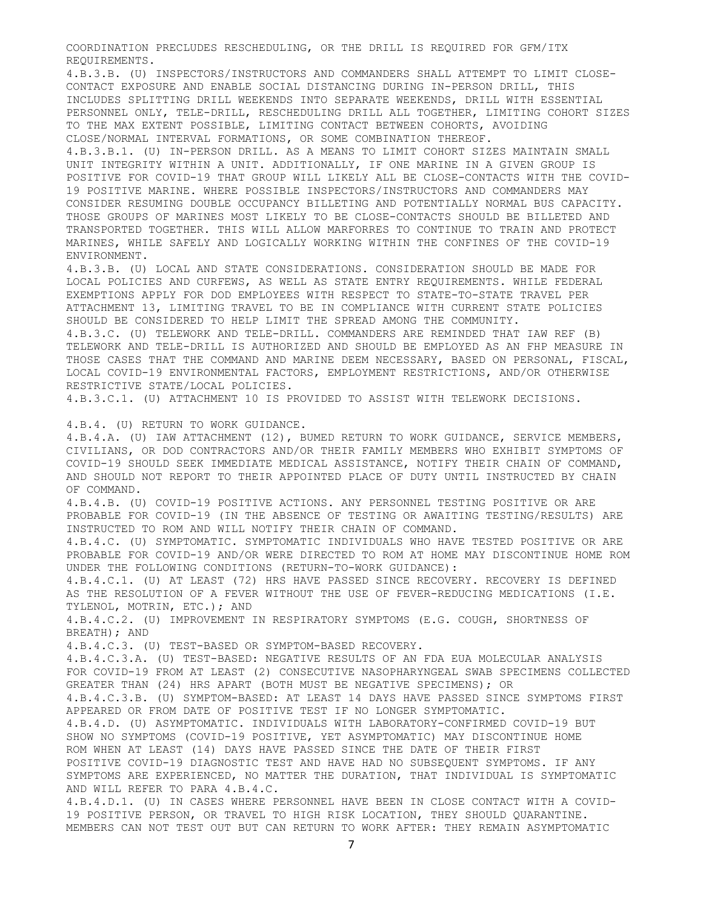COORDINATION PRECLUDES RESCHEDULING, OR THE DRILL IS REQUIRED FOR GFM/ITX REQUIREMENTS.

4.B.3.B. (U) INSPECTORS/INSTRUCTORS AND COMMANDERS SHALL ATTEMPT TO LIMIT CLOSE-CONTACT EXPOSURE AND ENABLE SOCIAL DISTANCING DURING IN-PERSON DRILL, THIS INCLUDES SPLITTING DRILL WEEKENDS INTO SEPARATE WEEKENDS, DRILL WITH ESSENTIAL PERSONNEL ONLY, TELE-DRILL, RESCHEDULING DRILL ALL TOGETHER, LIMITING COHORT SIZES TO THE MAX EXTENT POSSIBLE, LIMITING CONTACT BETWEEN COHORTS, AVOIDING CLOSE/NORMAL INTERVAL FORMATIONS, OR SOME COMBINATION THEREOF.

4.B.3.B.1. (U) IN-PERSON DRILL. AS A MEANS TO LIMIT COHORT SIZES MAINTAIN SMALL UNIT INTEGRITY WITHIN A UNIT. ADDITIONALLY, IF ONE MARINE IN A GIVEN GROUP IS POSITIVE FOR COVID-19 THAT GROUP WILL LIKELY ALL BE CLOSE-CONTACTS WITH THE COVID-19 POSITIVE MARINE. WHERE POSSIBLE INSPECTORS/INSTRUCTORS AND COMMANDERS MAY CONSIDER RESUMING DOUBLE OCCUPANCY BILLETING AND POTENTIALLY NORMAL BUS CAPACITY. THOSE GROUPS OF MARINES MOST LIKELY TO BE CLOSE-CONTACTS SHOULD BE BILLETED AND TRANSPORTED TOGETHER. THIS WILL ALLOW MARFORRES TO CONTINUE TO TRAIN AND PROTECT MARINES, WHILE SAFELY AND LOGICALLY WORKING WITHIN THE CONFINES OF THE COVID-19 ENVIRONMENT.

4.B.3.B. (U) LOCAL AND STATE CONSIDERATIONS. CONSIDERATION SHOULD BE MADE FOR LOCAL POLICIES AND CURFEWS, AS WELL AS STATE ENTRY REQUIREMENTS. WHILE FEDERAL EXEMPTIONS APPLY FOR DOD EMPLOYEES WITH RESPECT TO STATE-TO-STATE TRAVEL PER ATTACHMENT 13, LIMITING TRAVEL TO BE IN COMPLIANCE WITH CURRENT STATE POLICIES SHOULD BE CONSIDERED TO HELP LIMIT THE SPREAD AMONG THE COMMUNITY.

4.B.3.C. (U) TELEWORK AND TELE-DRILL. COMMANDERS ARE REMINDED THAT IAW REF (B) TELEWORK AND TELE-DRILL IS AUTHORIZED AND SHOULD BE EMPLOYED AS AN FHP MEASURE IN THOSE CASES THAT THE COMMAND AND MARINE DEEM NECESSARY, BASED ON PERSONAL, FISCAL, LOCAL COVID-19 ENVIRONMENTAL FACTORS, EMPLOYMENT RESTRICTIONS, AND/OR OTHERWISE RESTRICTIVE STATE/LOCAL POLICIES.

4.B.3.C.1. (U) ATTACHMENT 10 IS PROVIDED TO ASSIST WITH TELEWORK DECISIONS.

4.B.4. (U) RETURN TO WORK GUIDANCE.

4.B.4.A. (U) IAW ATTACHMENT (12), BUMED RETURN TO WORK GUIDANCE, SERVICE MEMBERS, CIVILIANS, OR DOD CONTRACTORS AND/OR THEIR FAMILY MEMBERS WHO EXHIBIT SYMPTOMS OF COVID-19 SHOULD SEEK IMMEDIATE MEDICAL ASSISTANCE, NOTIFY THEIR CHAIN OF COMMAND, AND SHOULD NOT REPORT TO THEIR APPOINTED PLACE OF DUTY UNTIL INSTRUCTED BY CHAIN OF COMMAND.

4.B.4.B. (U) COVID-19 POSITIVE ACTIONS. ANY PERSONNEL TESTING POSITIVE OR ARE PROBABLE FOR COVID-19 (IN THE ABSENCE OF TESTING OR AWAITING TESTING/RESULTS) ARE INSTRUCTED TO ROM AND WILL NOTIFY THEIR CHAIN OF COMMAND.

4.B.4.C. (U) SYMPTOMATIC. SYMPTOMATIC INDIVIDUALS WHO HAVE TESTED POSITIVE OR ARE PROBABLE FOR COVID-19 AND/OR WERE DIRECTED TO ROM AT HOME MAY DISCONTINUE HOME ROM UNDER THE FOLLOWING CONDITIONS (RETURN-TO-WORK GUIDANCE):

4.B.4.C.1. (U) AT LEAST (72) HRS HAVE PASSED SINCE RECOVERY. RECOVERY IS DEFINED AS THE RESOLUTION OF A FEVER WITHOUT THE USE OF FEVER-REDUCING MEDICATIONS (I.E. TYLENOL, MOTRIN, ETC.); AND

4.B.4.C.2. (U) IMPROVEMENT IN RESPIRATORY SYMPTOMS (E.G. COUGH, SHORTNESS OF BREATH); AND

4.B.4.C.3. (U) TEST-BASED OR SYMPTOM-BASED RECOVERY.

4.B.4.C.3.A. (U) TEST-BASED: NEGATIVE RESULTS OF AN FDA EUA MOLECULAR ANALYSIS FOR COVID-19 FROM AT LEAST (2) CONSECUTIVE NASOPHARYNGEAL SWAB SPECIMENS COLLECTED GREATER THAN (24) HRS APART (BOTH MUST BE NEGATIVE SPECIMENS); OR

4.B.4.C.3.B. (U) SYMPTOM-BASED: AT LEAST 14 DAYS HAVE PASSED SINCE SYMPTOMS FIRST APPEARED OR FROM DATE OF POSITIVE TEST IF NO LONGER SYMPTOMATIC.

4.B.4.D. (U) ASYMPTOMATIC. INDIVIDUALS WITH LABORATORY-CONFIRMED COVID-19 BUT SHOW NO SYMPTOMS (COVID-19 POSITIVE, YET ASYMPTOMATIC) MAY DISCONTINUE HOME ROM WHEN AT LEAST (14) DAYS HAVE PASSED SINCE THE DATE OF THEIR FIRST POSITIVE COVID-19 DIAGNOSTIC TEST AND HAVE HAD NO SUBSEQUENT SYMPTOMS. IF ANY SYMPTOMS ARE EXPERIENCED, NO MATTER THE DURATION, THAT INDIVIDUAL IS SYMPTOMATIC AND WILL REFER TO PARA 4.B.4.C.

4.B.4.D.1. (U) IN CASES WHERE PERSONNEL HAVE BEEN IN CLOSE CONTACT WITH A COVID-19 POSITIVE PERSON, OR TRAVEL TO HIGH RISK LOCATION, THEY SHOULD QUARANTINE. MEMBERS CAN NOT TEST OUT BUT CAN RETURN TO WORK AFTER: THEY REMAIN ASYMPTOMATIC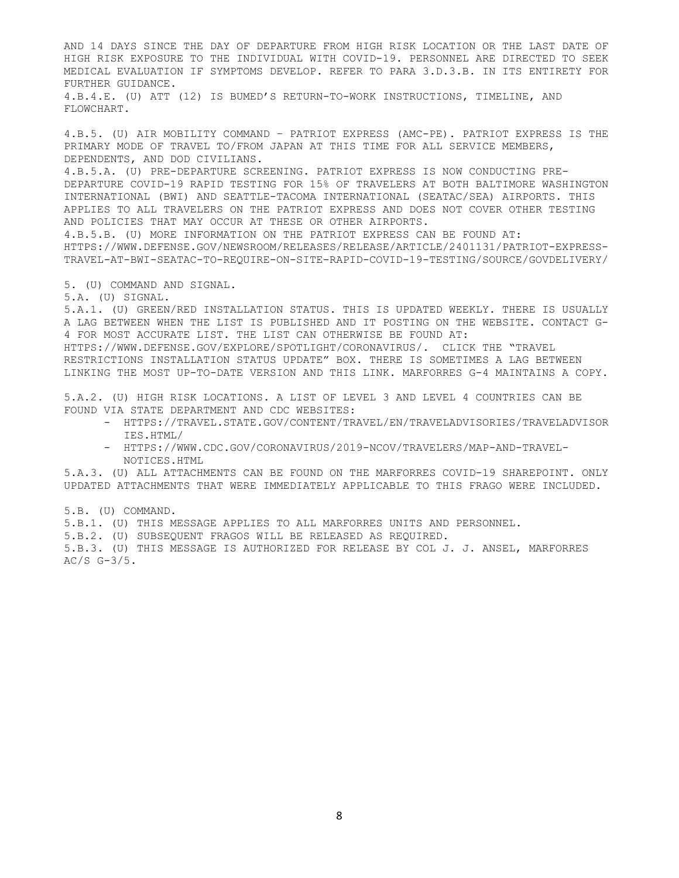AND 14 DAYS SINCE THE DAY OF DEPARTURE FROM HIGH RISK LOCATION OR THE LAST DATE OF HIGH RISK EXPOSURE TO THE INDIVIDUAL WITH COVID-19. PERSONNEL ARE DIRECTED TO SEEK MEDICAL EVALUATION IF SYMPTOMS DEVELOP. REFER TO PARA 3.D.3.B. IN ITS ENTIRETY FOR FURTHER GUIDANCE.

4.B.4.E. (U) ATT (12) IS BUMED'S RETURN-TO-WORK INSTRUCTIONS, TIMELINE, AND FLOWCHART.

4.B.5. (U) AIR MOBILITY COMMAND – PATRIOT EXPRESS (AMC-PE). PATRIOT EXPRESS IS THE PRIMARY MODE OF TRAVEL TO/FROM JAPAN AT THIS TIME FOR ALL SERVICE MEMBERS, DEPENDENTS, AND DOD CIVILIANS.

4.B.5.A. (U) PRE-DEPARTURE SCREENING. PATRIOT EXPRESS IS NOW CONDUCTING PRE-DEPARTURE COVID-19 RAPID TESTING FOR 15% OF TRAVELERS AT BOTH BALTIMORE WASHINGTON INTERNATIONAL (BWI) AND SEATTLE-TACOMA INTERNATIONAL (SEATAC/SEA) AIRPORTS. THIS APPLIES TO ALL TRAVELERS ON THE PATRIOT EXPRESS AND DOES NOT COVER OTHER TESTING AND POLICIES THAT MAY OCCUR AT THESE OR OTHER AIRPORTS.

4.B.5.B. (U) MORE INFORMATION ON THE PATRIOT EXPRESS CAN BE FOUND AT: HTTPS://WWW.DEFENSE.GOV/NEWSROOM/RELEASES/RELEASE/ARTICLE/2401131/PATRIOT-EXPRESS-TRAVEL-AT-BWI-SEATAC-TO-REQUIRE-ON-SITE-RAPID-COVID-19-TESTING/SOURCE/GOVDELIVERY/

5. (U) COMMAND AND SIGNAL.

5.A. (U) SIGNAL.

5.A.1. (U) GREEN/RED INSTALLATION STATUS. THIS IS UPDATED WEEKLY. THERE IS USUALLY A LAG BETWEEN WHEN THE LIST IS PUBLISHED AND IT POSTING ON THE WEBSITE. CONTACT G-4 FOR MOST ACCURATE LIST. THE LIST CAN OTHERWISE BE FOUND AT: HTTPS://WWW.DEFENSE.GOV/EXPLORE/SPOTLIGHT/CORONAVIRUS/. CLICK THE "TRAVEL RESTRICTIONS INSTALLATION STATUS UPDATE" BOX. THERE IS SOMETIMES A LAG BETWEEN LINKING THE MOST UP-TO-DATE VERSION AND THIS LINK. MARFORRES G-4 MAINTAINS A COPY.

5.A.2. (U) HIGH RISK LOCATIONS. A LIST OF LEVEL 3 AND LEVEL 4 COUNTRIES CAN BE FOUND VIA STATE DEPARTMENT AND CDC WEBSITES:

- HTTPS://TRAVEL.STATE.GOV/CONTENT/TRAVEL/EN/TRAVELADVISORIES/TRAVELADVISORIES.HTML/
- HTTPS://WWW.CDC.GOV/CORONAVIRUS/2019-NCOV/TRAVELERS/MAP-AND-TRAVEL-NOTICES.HTML

5.A.3. (U) ALL ATTACHMENTS CAN BE FOUND ON THE MARFORRES COVID-19 SHAREPOINT. ONLY UPDATED ATTACHMENTS THAT WERE IMMEDIATELY APPLICABLE TO THIS FRAGO WERE INCLUDED.

5.B. (U) COMMAND.

5.B.1. (U) THIS MESSAGE APPLIES TO ALL MARFORRES UNITS AND PERSONNEL.

5.B.2. (U) SUBSEQUENT FRAGOS WILL BE RELEASED AS REQUIRED.

5.B.3. (U) THIS MESSAGE IS AUTHORIZED FOR RELEASE BY COL J. J. ANSEL, MARFORRES AC/S G-3/5.